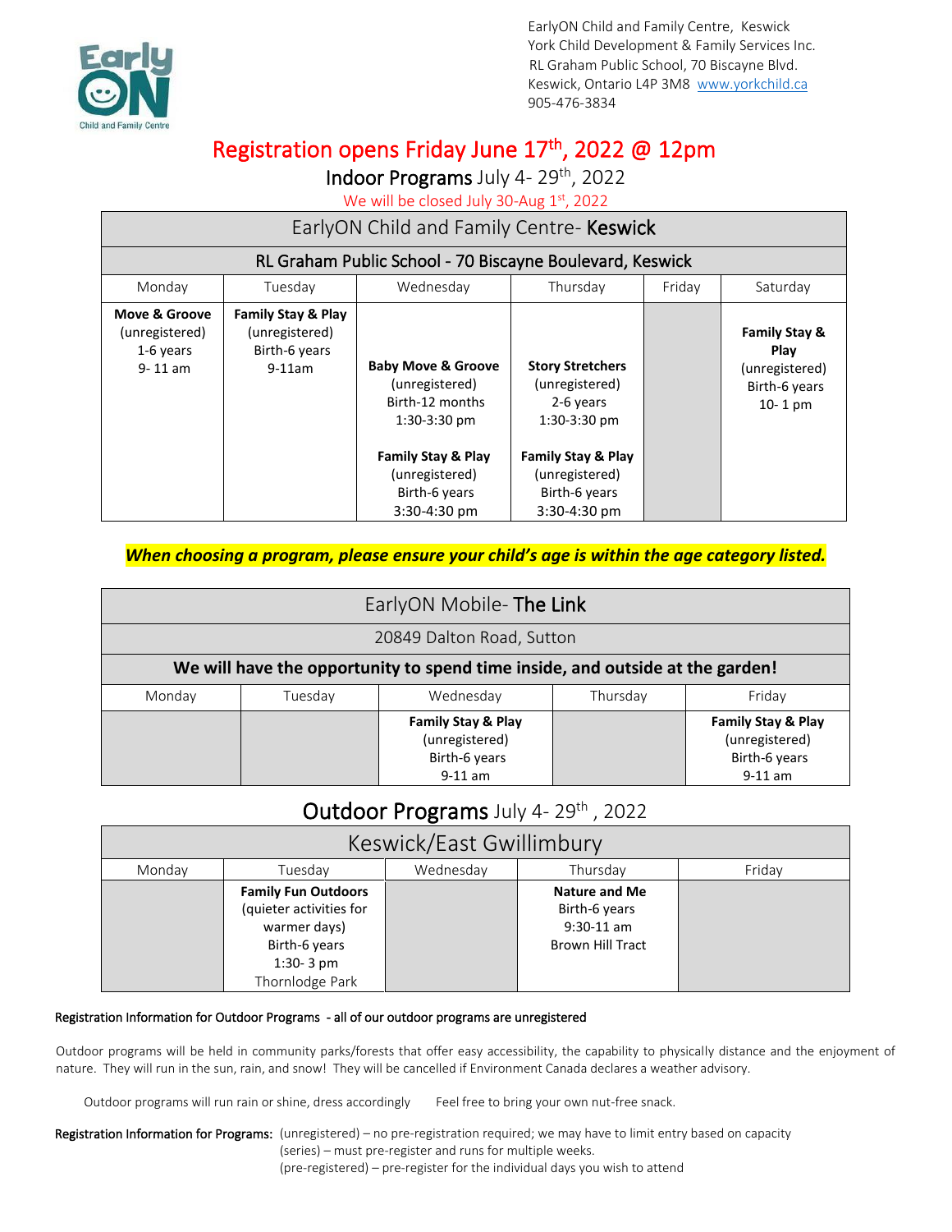EarlyON Child and Family Centre, Keswick
York Child Development & Family Services Inc.
RL Graham Public School, 70 Biscayne Blvd.
Keswick, Ontario L4P 3M8 www.yorkchild.ca
905-476-3834

# Registration opens Friday June 17th, 2022 @ 12pm

## Indoor Programs July 4- 29th, 2022

We will be closed July 30-Aug 1st, 2022

| EarlyON Child and Family Centre- **Keswick** | | | | | |
|---|---|---|---|---|---|
| **RL Graham Public School - 70 Biscayne Boulevard, Keswick** | | | | | |
| Monday | Tuesday | Wednesday | Thursday | Friday | Saturday |
| **Move & Groove** (unregistered) 1-6 years 9- 11 am | **Family Stay & Play** (unregistered) Birth-6 years 9-11am | **Baby Move & Groove** (unregistered) Birth-12 months 1:30-3:30 pm<br><br>**Family Stay & Play** (unregistered) Birth-6 years 3:30-4:30 pm | **Story Stretchers** (unregistered) 2-6 years 1:30-3:30 pm<br><br>**Family Stay & Play** (unregistered) Birth-6 years 3:30-4:30 pm | | **Family Stay & Play** (unregistered) Birth-6 years 10- 1 pm |

***When choosing a program, please ensure your child's age is within the age category listed.***

| EarlyON Mobile- **The Link** | | | | |
|---|---|---|---|---|
| 20849 Dalton Road, Sutton | | | | |
| **We will have the opportunity to spend time inside, and outside at the garden!** | | | | |
| Monday | Tuesday | Wednesday | Thursday | Friday |
| | | **Family Stay & Play** (unregistered) Birth-6 years 9-11 am | | **Family Stay & Play** (unregistered) Birth-6 years 9-11 am |

## Outdoor Programs July 4- 29th , 2022

| Keswick/East Gwillimbury | | | | |
|---|---|---|---|---|
| Monday | Tuesday | Wednesday | Thursday | Friday |
| | **Family Fun Outdoors** (quieter activities for warmer days) Birth-6 years 1:30- 3 pm Thornlodge Park | | **Nature and Me** Birth-6 years 9:30-11 am Brown Hill Tract | |

Registration Information for Outdoor Programs - all of our outdoor programs are unregistered

Outdoor programs will be held in community parks/forests that offer easy accessibility, the capability to physically distance and the enjoyment of nature. They will run in the sun, rain, and snow! They will be cancelled if Environment Canada declares a weather advisory.

Outdoor programs will run rain or shine, dress accordingly     Feel free to bring your own nut-free snack.

Registration Information for Programs: (unregistered) – no pre-registration required; we may have to limit entry based on capacity
(series) – must pre-register and runs for multiple weeks.
(pre-registered) – pre-register for the individual days you wish to attend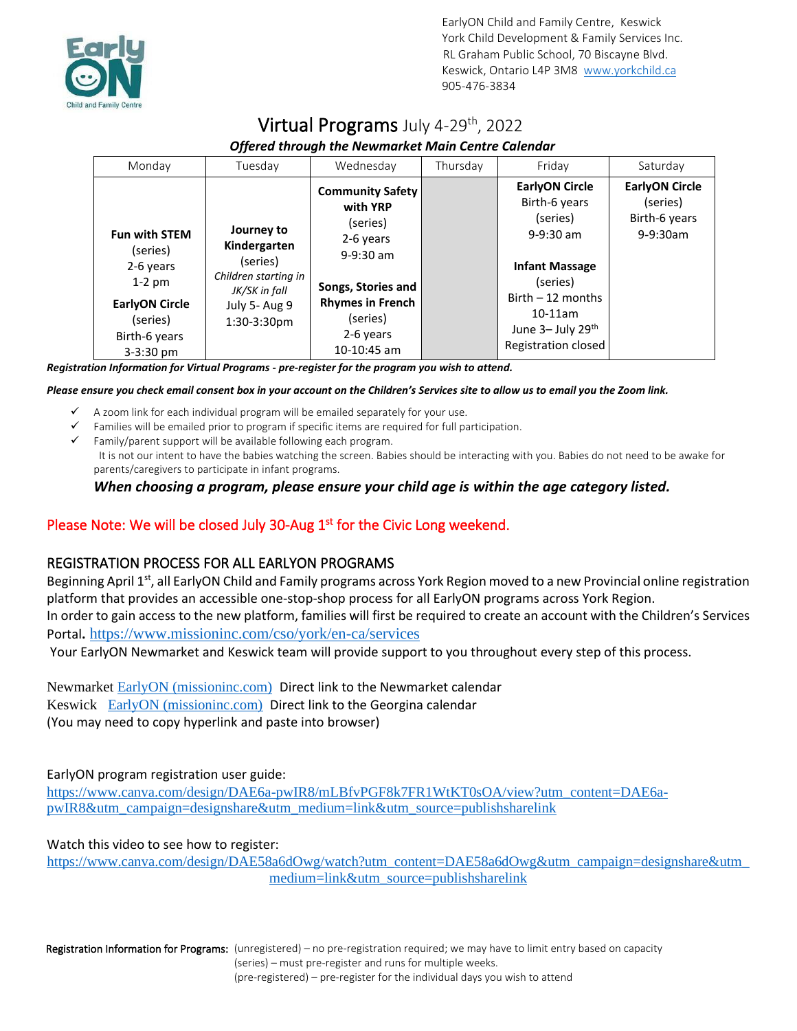EarlyON Child and Family Centre, Keswick
York Child Development & Family Services Inc.
RL Graham Public School, 70 Biscayne Blvd.
Keswick, Ontario L4P 3M8 www.yorkchild.ca
905-476-3834

# Virtual Programs July 4-29th, 2022

***Offered through the Newmarket Main Centre Calendar***

| Monday | Tuesday | Wednesday | Thursday | Friday | Saturday |
|---|---|---|---|---|---|
| **Fun with STEM** (series) 2-6 years 1-2 pm<br>**EarlyON Circle** (series) Birth-6 years 3-3:30 pm | **Journey to Kindergarten** (series) *Children starting in JK/SK in fall* July 5- Aug 9 1:30-3:30pm | **Community Safety with YRP** (series) 2-6 years 9-9:30 am<br>**Songs, Stories and Rhymes in French** (series) 2-6 years 10-10:45 am | | **EarlyON Circle** Birth-6 years (series) 9-9:30 am<br>**Infant Massage** (series) Birth – 12 months 10-11am June 3– July 29th Registration closed | **EarlyON Circle** (series) Birth-6 years 9-9:30am |

***Registration Information for Virtual Programs - pre-register for the program you wish to attend.***

***Please ensure you check email consent box in your account on the Children's Services site to allow us to email you the Zoom link.***

- ✓ A zoom link for each individual program will be emailed separately for your use.
- ✓ Families will be emailed prior to program if specific items are required for full participation.
- ✓ Family/parent support will be available following each program.
  It is not our intent to have the babies watching the screen. Babies should be interacting with you. Babies do not need to be awake for parents/caregivers to participate in infant programs.

***When choosing a program, please ensure your child age is within the age category listed.***

Please Note: We will be closed July 30-Aug 1st for the Civic Long weekend.

## REGISTRATION PROCESS FOR ALL EARLYON PROGRAMS

Beginning April 1st, all EarlyON Child and Family programs across York Region moved to a new Provincial online registration platform that provides an accessible one-stop-shop process for all EarlyON programs across York Region.
In order to gain access to the new platform, families will first be required to create an account with the Children's Services Portal. https://www.missioninc.com/cso/york/en-ca/services
Your EarlyON Newmarket and Keswick team will provide support to you throughout every step of this process.

Newmarket EarlyON (missioninc.com) Direct link to the Newmarket calendar
Keswick EarlyON (missioninc.com) Direct link to the Georgina calendar
(You may need to copy hyperlink and paste into browser)

EarlyON program registration user guide:
https://www.canva.com/design/DAE6a-pwIR8/mLBfvPGF8k7FR1WtKT0sOA/view?utm_content=DAE6a-pwIR8&utm_campaign=designshare&utm_medium=link&utm_source=publishsharelink

Watch this video to see how to register:
https://www.canva.com/design/DAE58a6dOwg/watch?utm_content=DAE58a6dOwg&utm_campaign=designshare&utm_medium=link&utm_source=publishsharelink

Registration Information for Programs: (unregistered) – no pre-registration required; we may have to limit entry based on capacity
(series) – must pre-register and runs for multiple weeks.
(pre-registered) – pre-register for the individual days you wish to attend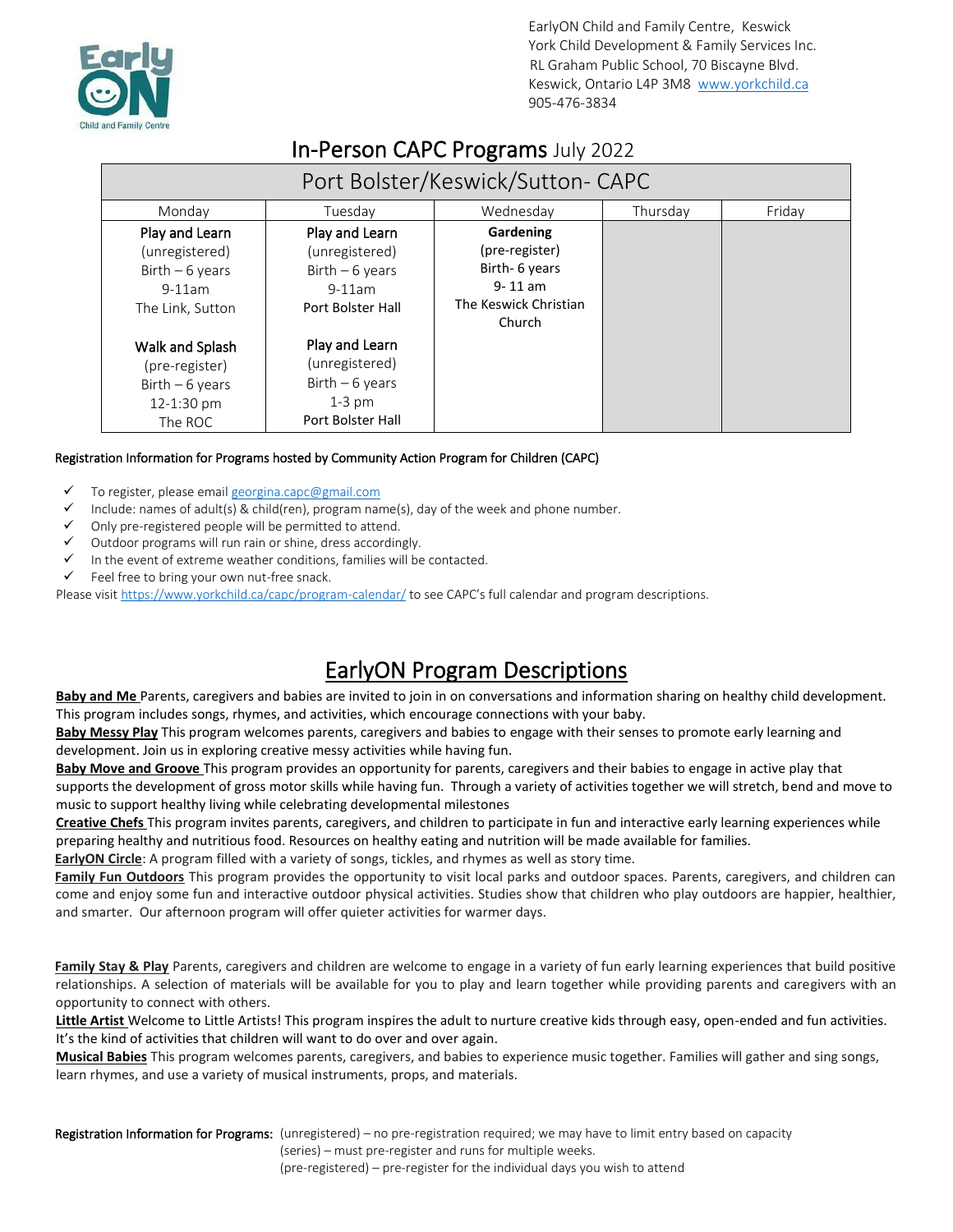EarlyON Child and Family Centre, Keswick
York Child Development & Family Services Inc.
RL Graham Public School, 70 Biscayne Blvd.
Keswick, Ontario L4P 3M8 www.yorkchild.ca
905-476-3834

# In-Person CAPC Programs July 2022

| Port Bolster/Keswick/Sutton- CAPC | | | | |
|---|---|---|---|---|
| Monday | Tuesday | Wednesday | Thursday | Friday |
| Play and Learn (unregistered) Birth – 6 years 9-11am The Link, Sutton<br><br>Walk and Splash (pre-register) Birth – 6 years 12-1:30 pm The ROC | Play and Learn (unregistered) Birth – 6 years 9-11am Port Bolster Hall<br><br>Play and Learn (unregistered) Birth – 6 years 1-3 pm Port Bolster Hall | **Gardening** (pre-register) Birth- 6 years 9- 11 am The Keswick Christian Church | | |

Registration Information for Programs hosted by Community Action Program for Children (CAPC)

- ✓ To register, please email georgina.capc@gmail.com
- ✓ Include: names of adult(s) & child(ren), program name(s), day of the week and phone number.
- ✓ Only pre-registered people will be permitted to attend.
- ✓ Outdoor programs will run rain or shine, dress accordingly.
- ✓ In the event of extreme weather conditions, families will be contacted.
- ✓ Feel free to bring your own nut-free snack.

Please visit https://www.yorkchild.ca/capc/program-calendar/ to see CAPC's full calendar and program descriptions.

# EarlyON Program Descriptions

**Baby and Me** Parents, caregivers and babies are invited to join in on conversations and information sharing on healthy child development. This program includes songs, rhymes, and activities, which encourage connections with your baby.

**Baby Messy Play** This program welcomes parents, caregivers and babies to engage with their senses to promote early learning and development. Join us in exploring creative messy activities while having fun.

**Baby Move and Groove** This program provides an opportunity for parents, caregivers and their babies to engage in active play that supports the development of gross motor skills while having fun. Through a variety of activities together we will stretch, bend and move to music to support healthy living while celebrating developmental milestones

**Creative Chefs** This program invites parents, caregivers, and children to participate in fun and interactive early learning experiences while preparing healthy and nutritious food. Resources on healthy eating and nutrition will be made available for families.

**EarlyON Circle**: A program filled with a variety of songs, tickles, and rhymes as well as story time.

**Family Fun Outdoors** This program provides the opportunity to visit local parks and outdoor spaces. Parents, caregivers, and children can come and enjoy some fun and interactive outdoor physical activities. Studies show that children who play outdoors are happier, healthier, and smarter. Our afternoon program will offer quieter activities for warmer days.

**Family Stay & Play** Parents, caregivers and children are welcome to engage in a variety of fun early learning experiences that build positive relationships. A selection of materials will be available for you to play and learn together while providing parents and caregivers with an opportunity to connect with others.

**Little Artist** Welcome to Little Artists! This program inspires the adult to nurture creative kids through easy, open-ended and fun activities. It's the kind of activities that children will want to do over and over again.

**Musical Babies** This program welcomes parents, caregivers, and babies to experience music together. Families will gather and sing songs, learn rhymes, and use a variety of musical instruments, props, and materials.

**Registration Information for Programs:**
(unregistered) – no pre-registration required; we may have to limit entry based on capacity
(series) – must pre-register and runs for multiple weeks.
(pre-registered) – pre-register for the individual days you wish to attend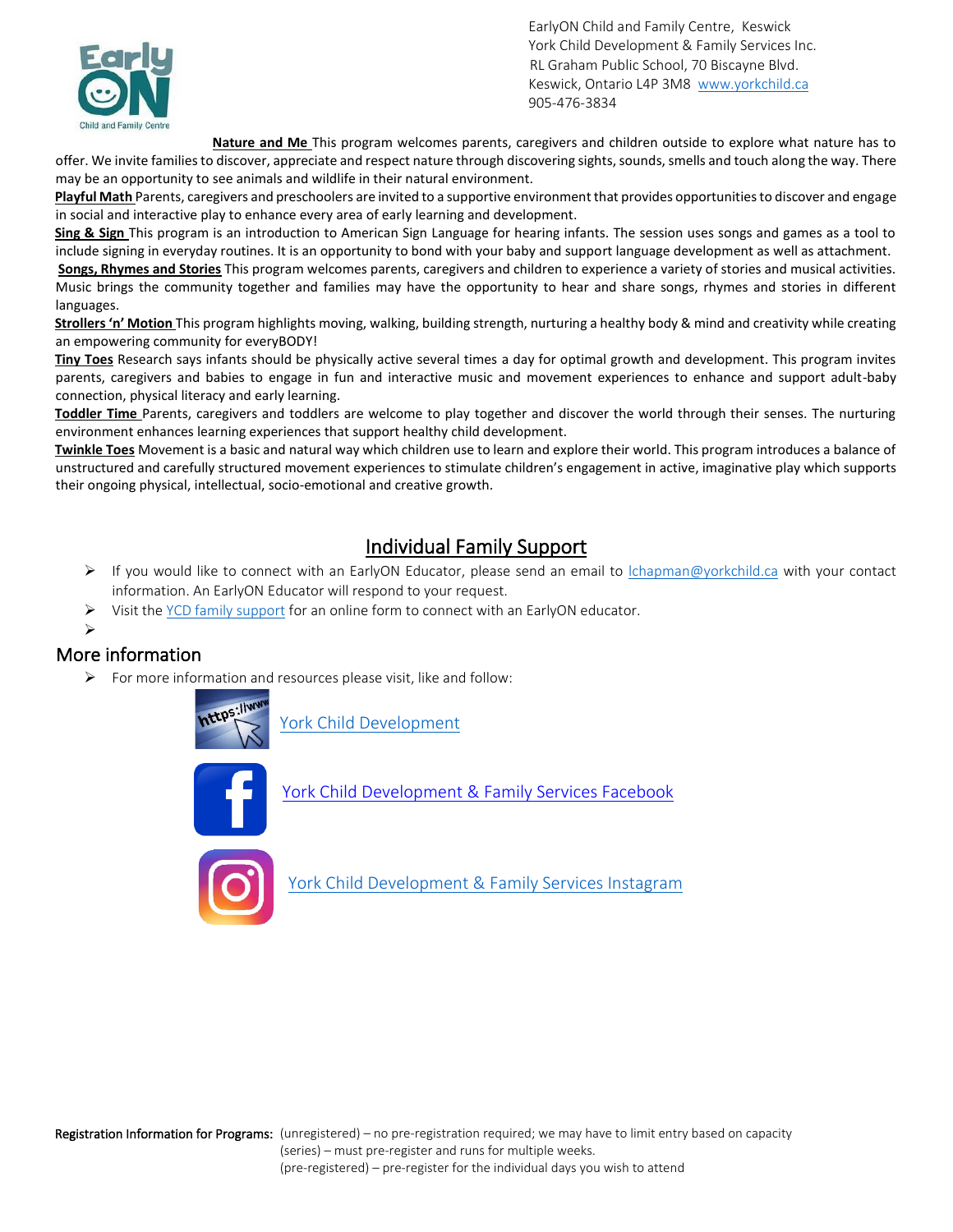EarlyON Child and Family Centre, Keswick
York Child Development & Family Services Inc.
RL Graham Public School, 70 Biscayne Blvd.
Keswick, Ontario L4P 3M8 www.yorkchild.ca
905-476-3834

**Nature and Me** This program welcomes parents, caregivers and children outside to explore what nature has to offer. We invite families to discover, appreciate and respect nature through discovering sights, sounds, smells and touch along the way. There may be an opportunity to see animals and wildlife in their natural environment.

**Playful Math** Parents, caregivers and preschoolers are invited to a supportive environment that provides opportunities to discover and engage in social and interactive play to enhance every area of early learning and development.

**Sing & Sign** This program is an introduction to American Sign Language for hearing infants. The session uses songs and games as a tool to include signing in everyday routines. It is an opportunity to bond with your baby and support language development as well as attachment.

**Songs, Rhymes and Stories** This program welcomes parents, caregivers and children to experience a variety of stories and musical activities. Music brings the community together and families may have the opportunity to hear and share songs, rhymes and stories in different languages.

**Strollers 'n' Motion** This program highlights moving, walking, building strength, nurturing a healthy body & mind and creativity while creating an empowering community for everyBODY!

**Tiny Toes** Research says infants should be physically active several times a day for optimal growth and development. This program invites parents, caregivers and babies to engage in fun and interactive music and movement experiences to enhance and support adult-baby connection, physical literacy and early learning.

**Toddler Time** Parents, caregivers and toddlers are welcome to play together and discover the world through their senses. The nurturing environment enhances learning experiences that support healthy child development.

**Twinkle Toes** Movement is a basic and natural way which children use to learn and explore their world. This program introduces a balance of unstructured and carefully structured movement experiences to stimulate children's engagement in active, imaginative play which supports their ongoing physical, intellectual, socio-emotional and creative growth.

## Individual Family Support

- If you would like to connect with an EarlyON Educator, please send an email to lchapman@yorkchild.ca with your contact information. An EarlyON Educator will respond to your request.
- Visit the YCD family support for an online form to connect with an EarlyON educator.

## More information

- For more information and resources please visit, like and follow:

York Child Development

York Child Development & Family Services Facebook

York Child Development & Family Services Instagram

**Registration Information for Programs:** (unregistered) – no pre-registration required; we may have to limit entry based on capacity
(series) – must pre-register and runs for multiple weeks.
(pre-registered) – pre-register for the individual days you wish to attend